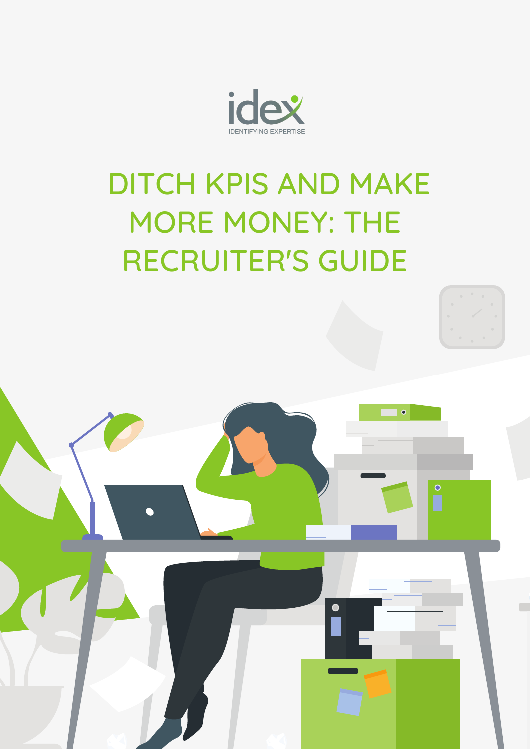idex

IDENTIFYING EXPERTISE

# DITCH KPIS AND MAKE MORE MONEY: THE RECRUITER'S GUIDE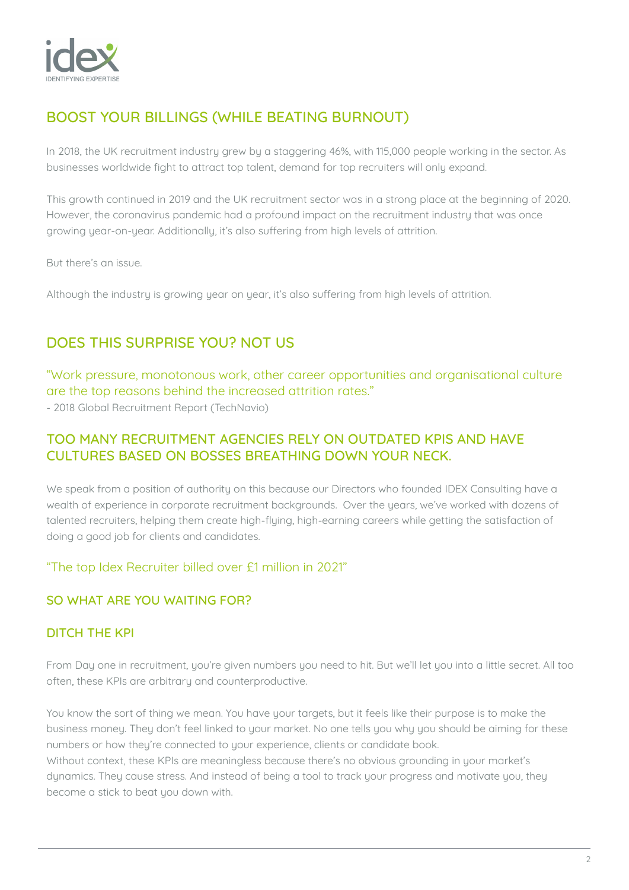## BOOST YOUR BILLINGS (WHILE BEATING BURNOUT)

In 2018, the UK recruitment industry grew by a staggering 46%, with 115,000 people working in the sector. As businesses worldwide fight to attract top talent, demand for top recruiters will only expand.

This growth continued in 2019 and the UK recruitment sector was in a strong place at the beginning of 2020. However, the coronavirus pandemic had a profound impact on the recruitment industry that was once growing year-on-year. Additionally, it's also suffering from high levels of attrition.

But there's an issue.

Although the industry is growing year on year, it's also suffering from high levels of attrition.

## DOES THIS SURPRISE YOU? NOT US

"Work pressure, monotonous work, other career opportunities and organisational culture are the top reasons behind the increased attrition rates."
- 2018 Global Recruitment Report (TechNavio)

### TOO MANY RECRUITMENT AGENCIES RELY ON OUTDATED KPIS AND HAVE CULTURES BASED ON BOSSES BREATHING DOWN YOUR NECK.

We speak from a position of authority on this because our Directors who founded IDEX Consulting have a wealth of experience in corporate recruitment backgrounds. Over the years, we've worked with dozens of talented recruiters, helping them create high-flying, high-earning careers while getting the satisfaction of doing a good job for clients and candidates.

"The top Idex Recruiter billed over £1 million in 2021"

### SO WHAT ARE YOU WAITING FOR?

### DITCH THE KPI

From Day one in recruitment, you're given numbers you need to hit. But we'll let you into a little secret. All too often, these KPIs are arbitrary and counterproductive.

You know the sort of thing we mean. You have your targets, but it feels like their purpose is to make the business money. They don't feel linked to your market. No one tells you why you should be aiming for these numbers or how they're connected to your experience, clients or candidate book.
Without context, these KPIs are meaningless because there's no obvious grounding in your market's dynamics. They cause stress. And instead of being a tool to track your progress and motivate you, they become a stick to beat you down with.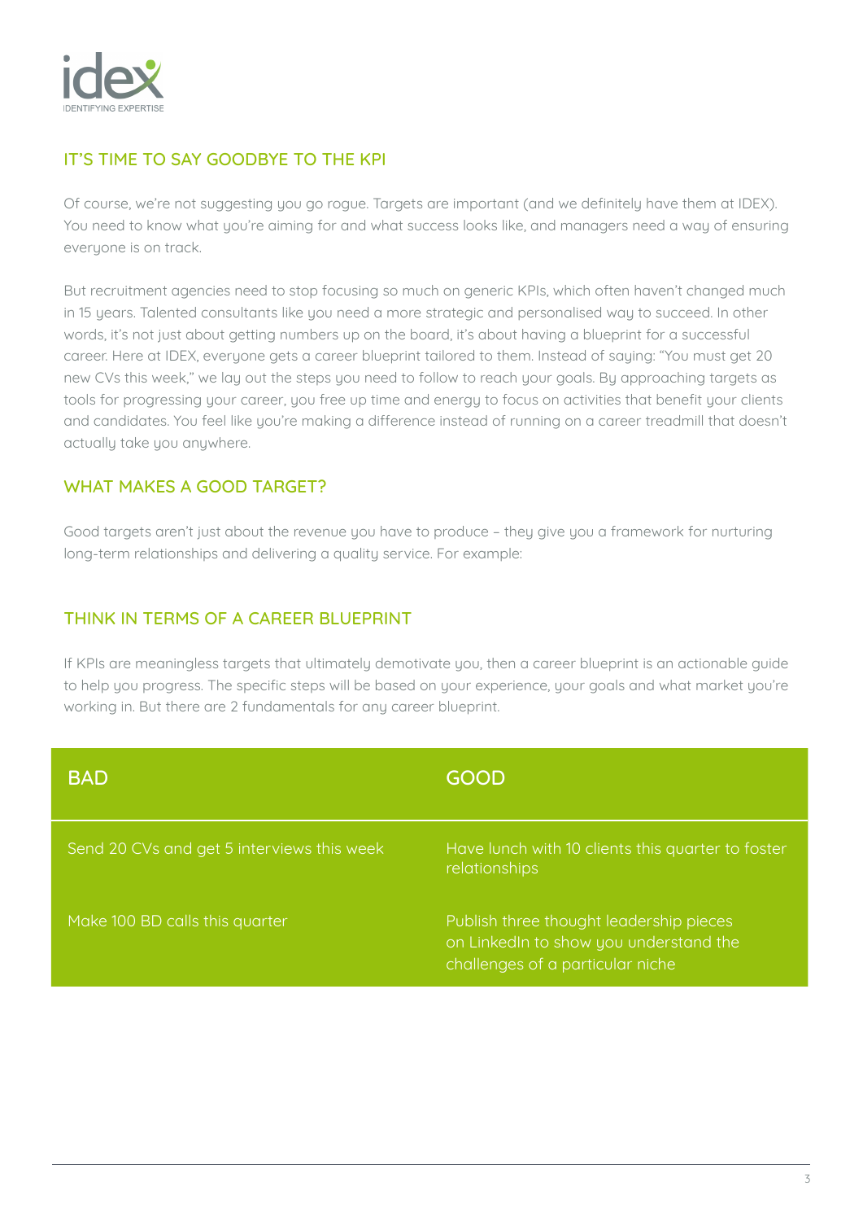## IT'S TIME TO SAY GOODBYE TO THE KPI

Of course, we're not suggesting you go rogue. Targets are important (and we definitely have them at IDEX). You need to know what you're aiming for and what success looks like, and managers need a way of ensuring everyone is on track.

But recruitment agencies need to stop focusing so much on generic KPIs, which often haven't changed much in 15 years. Talented consultants like you need a more strategic and personalised way to succeed. In other words, it's not just about getting numbers up on the board, it's about having a blueprint for a successful career. Here at IDEX, everyone gets a career blueprint tailored to them. Instead of saying: "You must get 20 new CVs this week," we lay out the steps you need to follow to reach your goals. By approaching targets as tools for progressing your career, you free up time and energy to focus on activities that benefit your clients and candidates. You feel like you're making a difference instead of running on a career treadmill that doesn't actually take you anywhere.

## WHAT MAKES A GOOD TARGET?

Good targets aren't just about the revenue you have to produce – they give you a framework for nurturing long-term relationships and delivering a quality service. For example:

## THINK IN TERMS OF A CAREER BLUEPRINT

If KPIs are meaningless targets that ultimately demotivate you, then a career blueprint is an actionable guide to help you progress. The specific steps will be based on your experience, your goals and what market you're working in. But there are 2 fundamentals for any career blueprint.

| BAD | GOOD |
|---|---|
| Send 20 CVs and get 5 interviews this week | Have lunch with 10 clients this quarter to foster relationships |
| Make 100 BD calls this quarter | Publish three thought leadership pieces on LinkedIn to show you understand the challenges of a particular niche |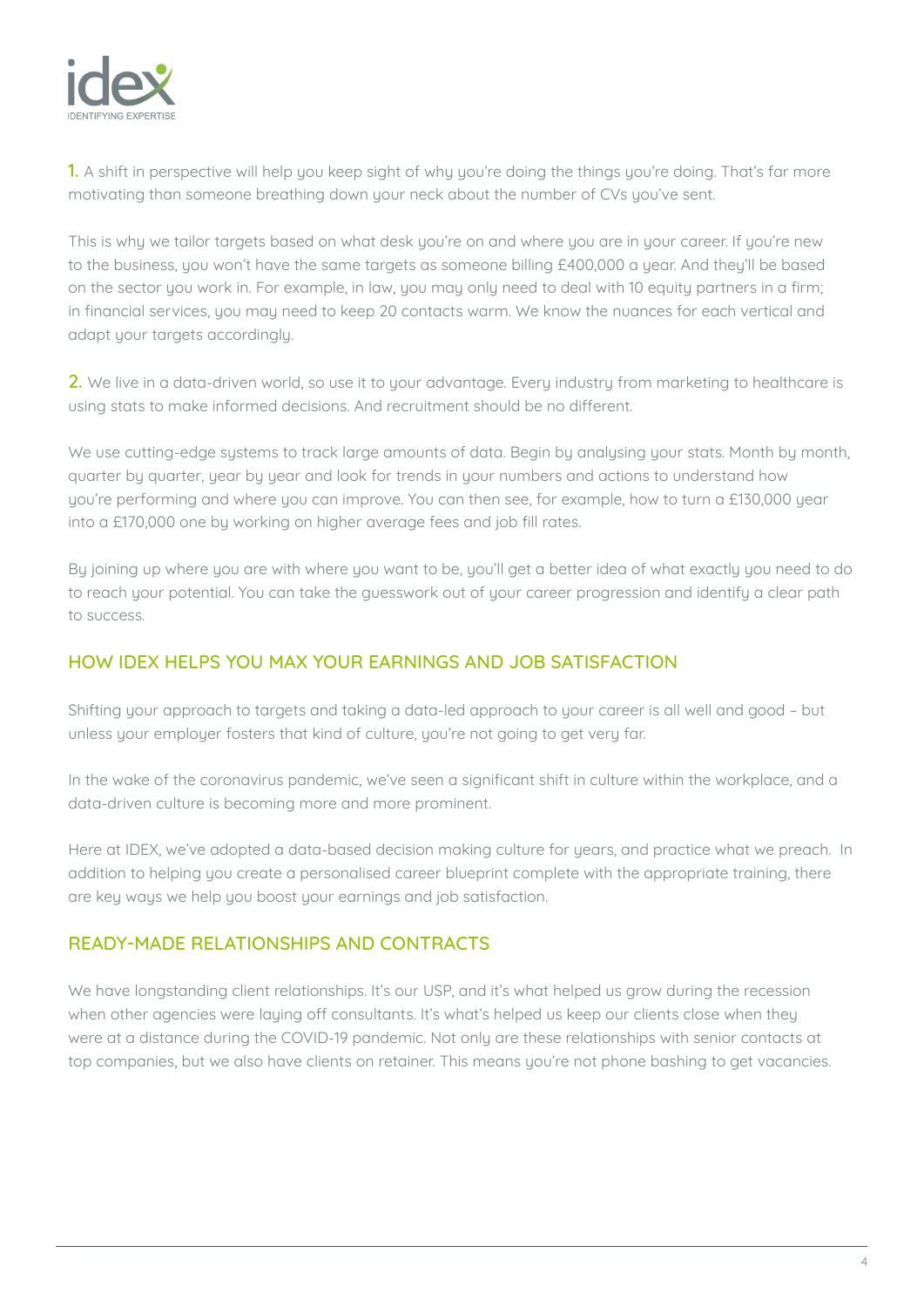1. A shift in perspective will help you keep sight of why you're doing the things you're doing. That's far more motivating than someone breathing down your neck about the number of CVs you've sent.

This is why we tailor targets based on what desk you're on and where you are in your career. If you're new to the business, you won't have the same targets as someone billing £400,000 a year. And they'll be based on the sector you work in. For example, in law, you may only need to deal with 10 equity partners in a firm; in financial services, you may need to keep 20 contacts warm. We know the nuances for each vertical and adapt your targets accordingly.

2. We live in a data-driven world, so use it to your advantage. Every industry from marketing to healthcare is using stats to make informed decisions. And recruitment should be no different.

We use cutting-edge systems to track large amounts of data. Begin by analysing your stats. Month by month, quarter by quarter, year by year and look for trends in your numbers and actions to understand how you're performing and where you can improve. You can then see, for example, how to turn a £130,000 year into a £170,000 one by working on higher average fees and job fill rates.

By joining up where you are with where you want to be, you'll get a better idea of what exactly you need to do to reach your potential. You can take the guesswork out of your career progression and identify a clear path to success.

## HOW IDEX HELPS YOU MAX YOUR EARNINGS AND JOB SATISFACTION

Shifting your approach to targets and taking a data-led approach to your career is all well and good – but unless your employer fosters that kind of culture, you're not going to get very far.

In the wake of the coronavirus pandemic, we've seen a significant shift in culture within the workplace, and a data-driven culture is becoming more and more prominent.

Here at IDEX, we've adopted a data-based decision making culture for years, and practice what we preach. In addition to helping you create a personalised career blueprint complete with the appropriate training, there are key ways we help you boost your earnings and job satisfaction.

## READY-MADE RELATIONSHIPS AND CONTRACTS

We have longstanding client relationships. It's our USP, and it's what helped us grow during the recession when other agencies were laying off consultants. It's what's helped us keep our clients close when they were at a distance during the COVID-19 pandemic. Not only are these relationships with senior contacts at top companies, but we also have clients on retainer. This means you're not phone bashing to get vacancies.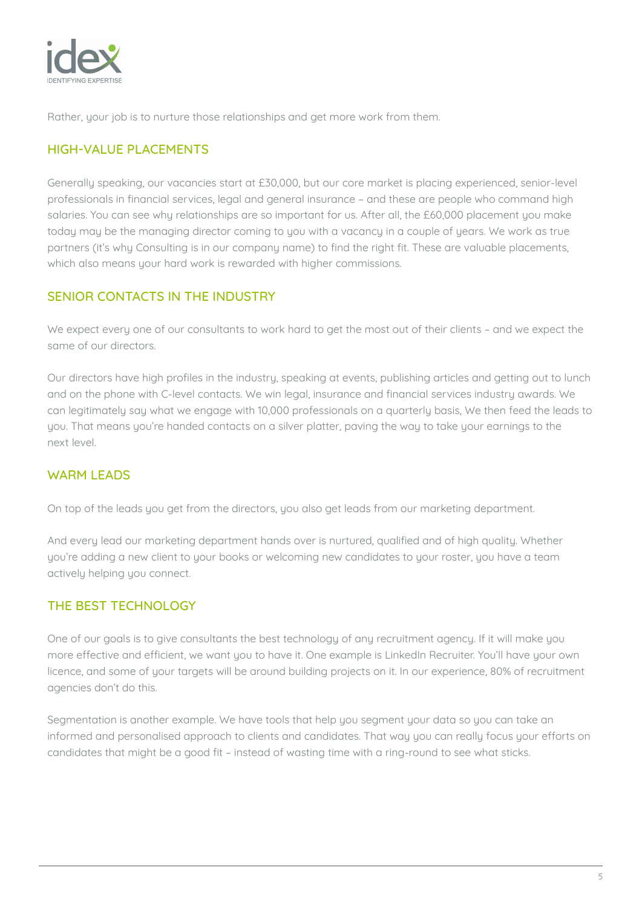Rather, your job is to nurture those relationships and get more work from them.

## HIGH-VALUE PLACEMENTS

Generally speaking, our vacancies start at £30,000, but our core market is placing experienced, senior-level professionals in financial services, legal and general insurance – and these are people who command high salaries. You can see why relationships are so important for us. After all, the £60,000 placement you make today may be the managing director coming to you with a vacancy in a couple of years. We work as true partners (it's why Consulting is in our company name) to find the right fit. These are valuable placements, which also means your hard work is rewarded with higher commissions.

## SENIOR CONTACTS IN THE INDUSTRY

We expect every one of our consultants to work hard to get the most out of their clients – and we expect the same of our directors.

Our directors have high profiles in the industry, speaking at events, publishing articles and getting out to lunch and on the phone with C-level contacts. We win legal, insurance and financial services industry awards. We can legitimately say what we engage with 10,000 professionals on a quarterly basis, We then feed the leads to you. That means you're handed contacts on a silver platter, paving the way to take your earnings to the next level.

## WARM LEADS

On top of the leads you get from the directors, you also get leads from our marketing department.

And every lead our marketing department hands over is nurtured, qualified and of high quality. Whether you're adding a new client to your books or welcoming new candidates to your roster, you have a team actively helping you connect.

## THE BEST TECHNOLOGY

One of our goals is to give consultants the best technology of any recruitment agency. If it will make you more effective and efficient, we want you to have it. One example is LinkedIn Recruiter. You'll have your own licence, and some of your targets will be around building projects on it. In our experience, 80% of recruitment agencies don't do this.

Segmentation is another example. We have tools that help you segment your data so you can take an informed and personalised approach to clients and candidates. That way you can really focus your efforts on candidates that might be a good fit – instead of wasting time with a ring-round to see what sticks.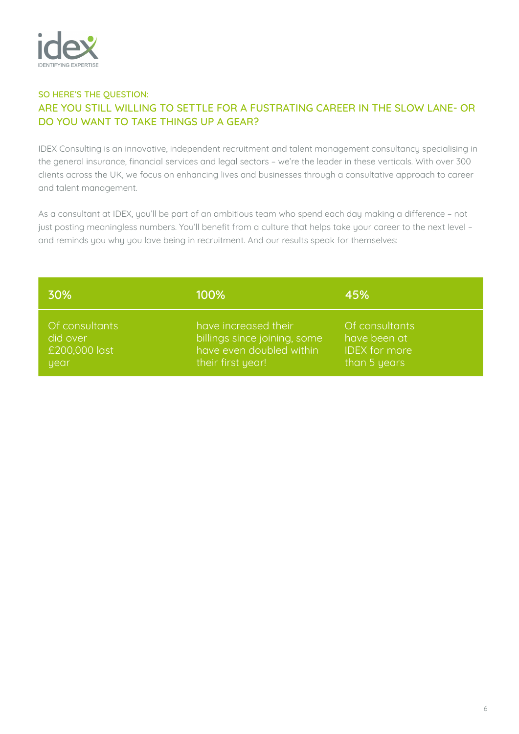SO HERE'S THE QUESTION:

## ARE YOU STILL WILLING TO SETTLE FOR A FUSTRATING CAREER IN THE SLOW LANE- OR DO YOU WANT TO TAKE THINGS UP A GEAR?

IDEX Consulting is an innovative, independent recruitment and talent management consultancy specialising in the general insurance, financial services and legal sectors – we're the leader in these verticals. With over 300 clients across the UK, we focus on enhancing lives and businesses through a consultative approach to career and talent management.

As a consultant at IDEX, you'll be part of an ambitious team who spend each day making a difference – not just posting meaningless numbers. You'll benefit from a culture that helps take your career to the next level – and reminds you why you love being in recruitment. And our results speak for themselves:

| 30% | 100% | 45% |
|---|---|---|
| Of consultants did over £200,000 last year | have increased their billings since joining, some have even doubled within their first year! | Of consultants have been at IDEX for more than 5 years |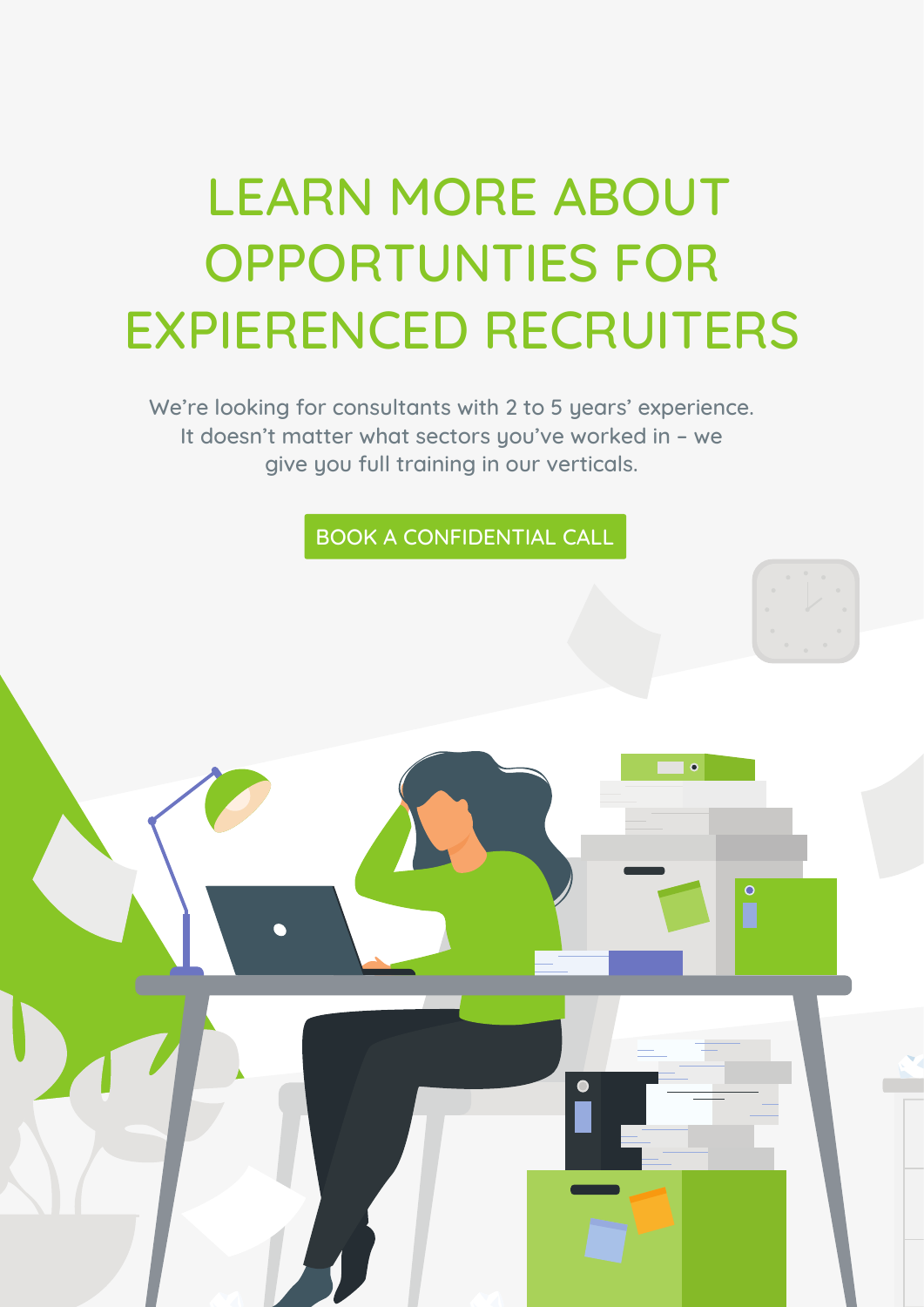# LEARN MORE ABOUT OPPORTUNTIES FOR EXPIERENCED RECRUITERS

We're looking for consultants with 2 to 5 years' experience. It doesn't matter what sectors you've worked in – we give you full training in our verticals.

BOOK A CONFIDENTIAL CALL